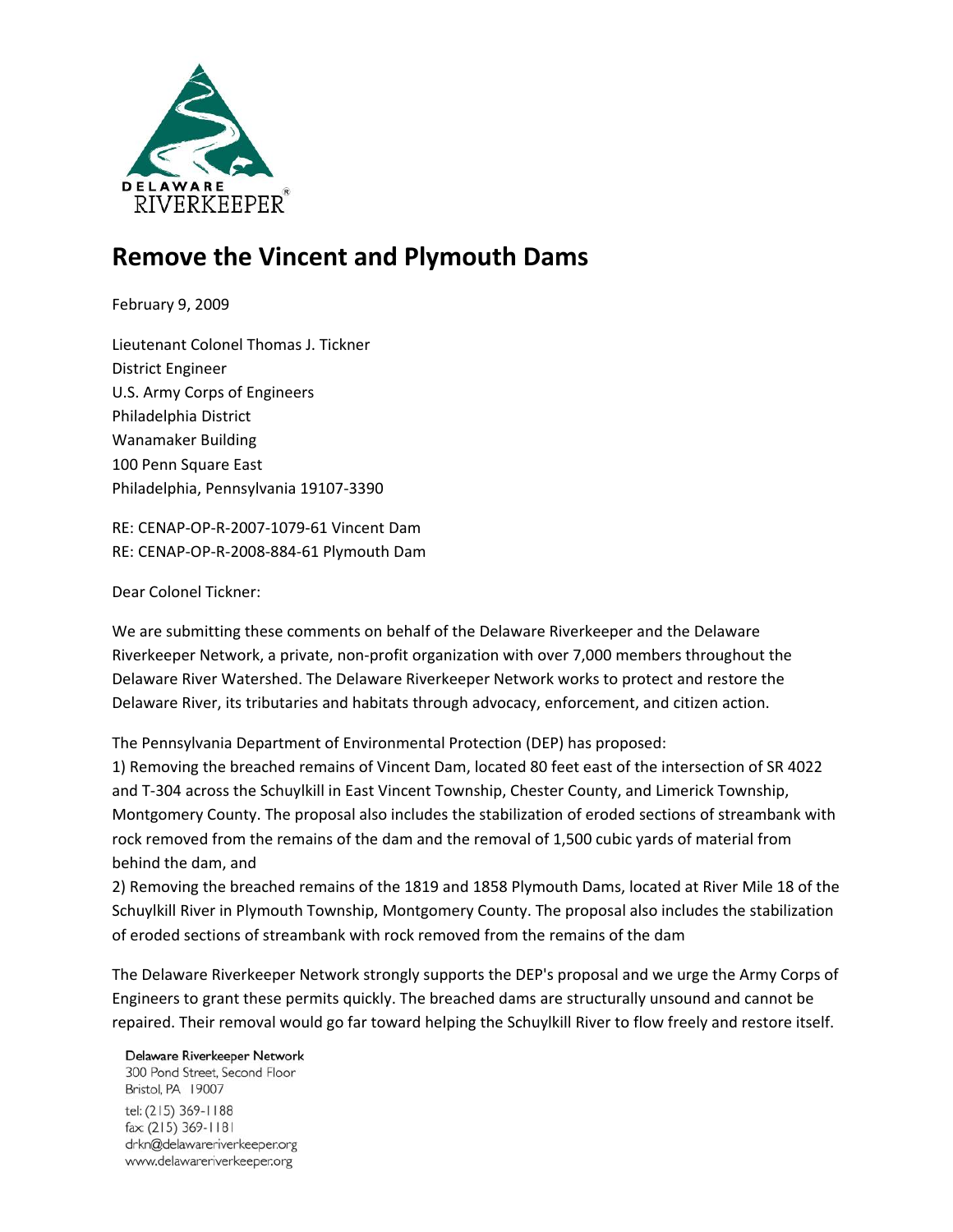DELAWARE RIVERKEEPER®

# Remove the Vincent and Plymouth Dams

February 9, 2009

Lieutenant Colonel Thomas J. Tickner
District Engineer
U.S. Army Corps of Engineers
Philadelphia District
Wanamaker Building
100 Penn Square East
Philadelphia, Pennsylvania 19107-3390

RE: CENAP-OP-R-2007-1079-61 Vincent Dam
RE: CENAP-OP-R-2008-884-61 Plymouth Dam

Dear Colonel Tickner:

We are submitting these comments on behalf of the Delaware Riverkeeper and the Delaware Riverkeeper Network, a private, non-profit organization with over 7,000 members throughout the Delaware River Watershed. The Delaware Riverkeeper Network works to protect and restore the Delaware River, its tributaries and habitats through advocacy, enforcement, and citizen action.

The Pennsylvania Department of Environmental Protection (DEP) has proposed:
1) Removing the breached remains of Vincent Dam, located 80 feet east of the intersection of SR 4022 and T-304 across the Schuylkill in East Vincent Township, Chester County, and Limerick Township, Montgomery County. The proposal also includes the stabilization of eroded sections of streambank with rock removed from the remains of the dam and the removal of 1,500 cubic yards of material from behind the dam, and
2) Removing the breached remains of the 1819 and 1858 Plymouth Dams, located at River Mile 18 of the Schuylkill River in Plymouth Township, Montgomery County. The proposal also includes the stabilization of eroded sections of streambank with rock removed from the remains of the dam

The Delaware Riverkeeper Network strongly supports the DEP's proposal and we urge the Army Corps of Engineers to grant these permits quickly. The breached dams are structurally unsound and cannot be repaired. Their removal would go far toward helping the Schuylkill River to flow freely and restore itself.

Delaware Riverkeeper Network
300 Pond Street, Second Floor
Bristol, PA 19007
tel: (215) 369-1188
fax: (215) 369-1181
drkn@delawareriverkeeper.org
www.delawareriverkeeper.org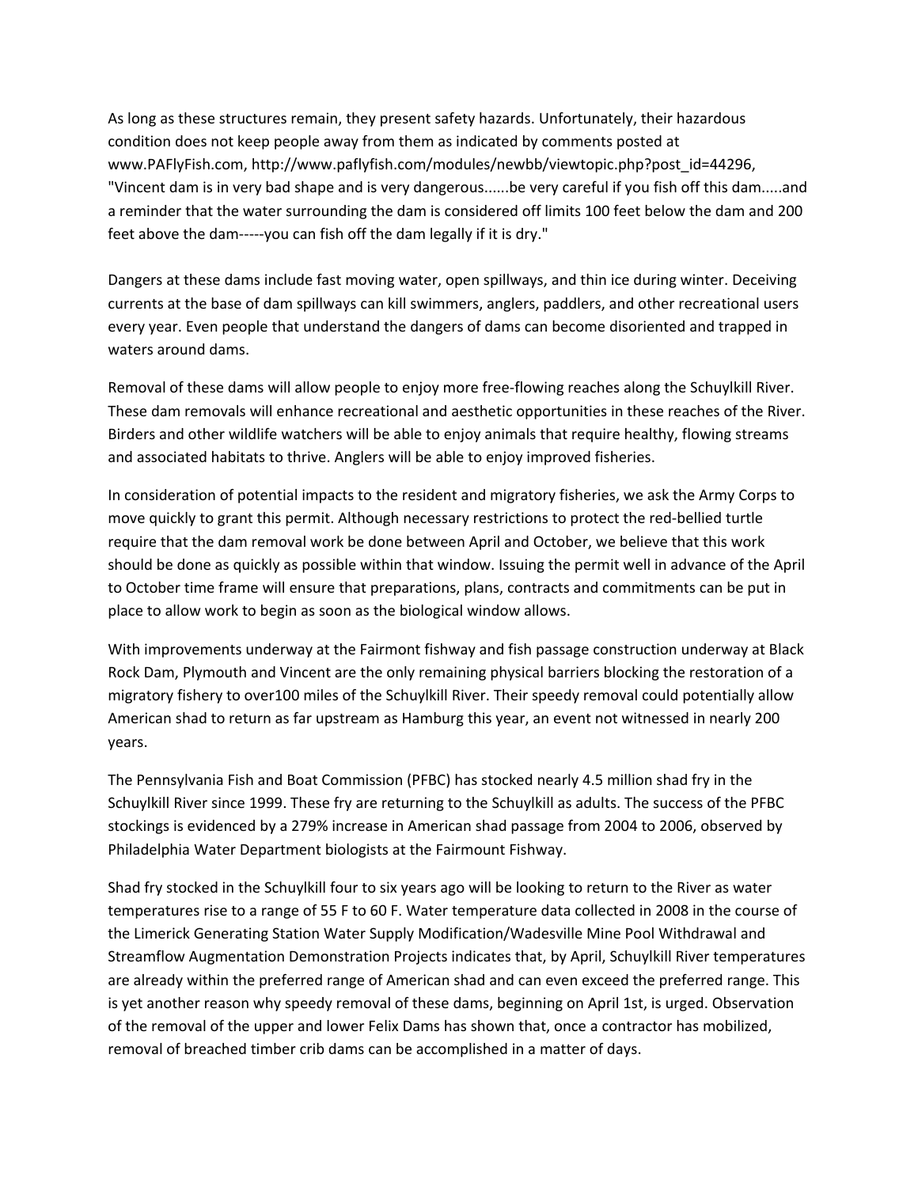As long as these structures remain, they present safety hazards. Unfortunately, their hazardous condition does not keep people away from them as indicated by comments posted at www.PAFlyFish.com, http://www.paflyfish.com/modules/newbb/viewtopic.php?post_id=44296, "Vincent dam is in very bad shape and is very dangerous......be very careful if you fish off this dam.....and a reminder that the water surrounding the dam is considered off limits 100 feet below the dam and 200 feet above the dam-----you can fish off the dam legally if it is dry."

Dangers at these dams include fast moving water, open spillways, and thin ice during winter. Deceiving currents at the base of dam spillways can kill swimmers, anglers, paddlers, and other recreational users every year. Even people that understand the dangers of dams can become disoriented and trapped in waters around dams.

Removal of these dams will allow people to enjoy more free-flowing reaches along the Schuylkill River. These dam removals will enhance recreational and aesthetic opportunities in these reaches of the River. Birders and other wildlife watchers will be able to enjoy animals that require healthy, flowing streams and associated habitats to thrive. Anglers will be able to enjoy improved fisheries.

In consideration of potential impacts to the resident and migratory fisheries, we ask the Army Corps to move quickly to grant this permit. Although necessary restrictions to protect the red-bellied turtle require that the dam removal work be done between April and October, we believe that this work should be done as quickly as possible within that window. Issuing the permit well in advance of the April to October time frame will ensure that preparations, plans, contracts and commitments can be put in place to allow work to begin as soon as the biological window allows.

With improvements underway at the Fairmont fishway and fish passage construction underway at Black Rock Dam, Plymouth and Vincent are the only remaining physical barriers blocking the restoration of a migratory fishery to over100 miles of the Schuylkill River. Their speedy removal could potentially allow American shad to return as far upstream as Hamburg this year, an event not witnessed in nearly 200 years.

The Pennsylvania Fish and Boat Commission (PFBC) has stocked nearly 4.5 million shad fry in the Schuylkill River since 1999. These fry are returning to the Schuylkill as adults. The success of the PFBC stockings is evidenced by a 279% increase in American shad passage from 2004 to 2006, observed by Philadelphia Water Department biologists at the Fairmount Fishway.

Shad fry stocked in the Schuylkill four to six years ago will be looking to return to the River as water temperatures rise to a range of 55 F to 60 F. Water temperature data collected in 2008 in the course of the Limerick Generating Station Water Supply Modification/Wadesville Mine Pool Withdrawal and Streamflow Augmentation Demonstration Projects indicates that, by April, Schuylkill River temperatures are already within the preferred range of American shad and can even exceed the preferred range. This is yet another reason why speedy removal of these dams, beginning on April 1st, is urged. Observation of the removal of the upper and lower Felix Dams has shown that, once a contractor has mobilized, removal of breached timber crib dams can be accomplished in a matter of days.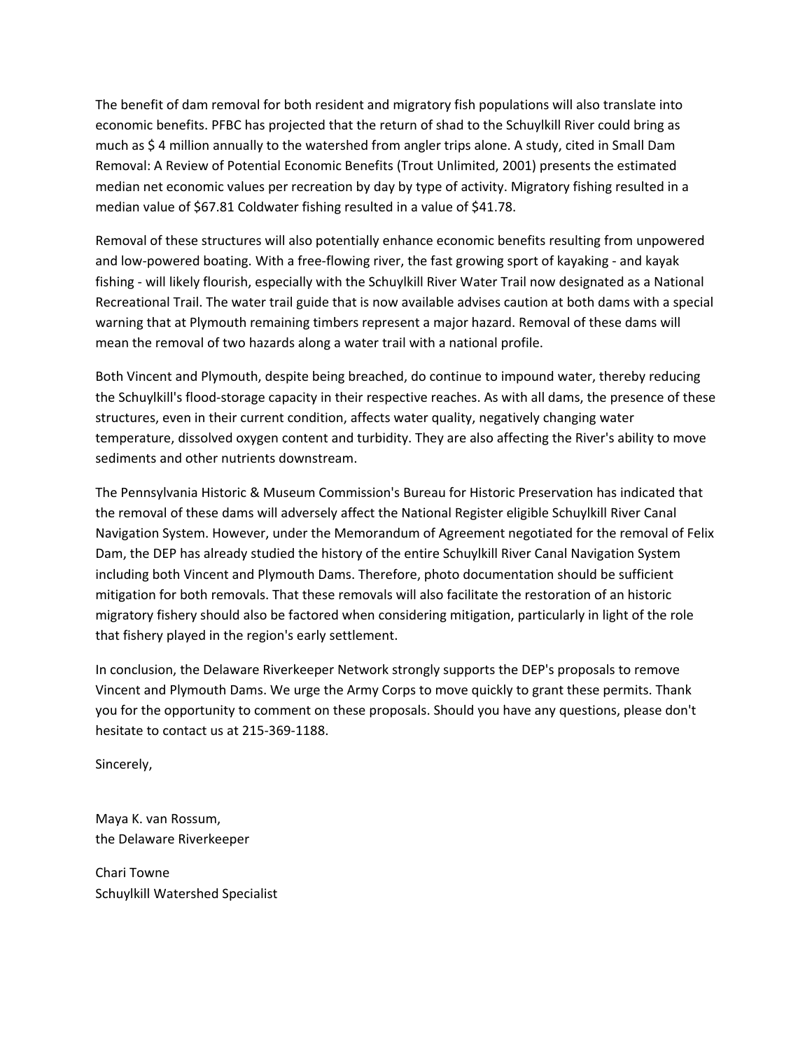The benefit of dam removal for both resident and migratory fish populations will also translate into economic benefits. PFBC has projected that the return of shad to the Schuylkill River could bring as much as $ 4 million annually to the watershed from angler trips alone. A study, cited in Small Dam Removal: A Review of Potential Economic Benefits (Trout Unlimited, 2001) presents the estimated median net economic values per recreation by day by type of activity. Migratory fishing resulted in a median value of $67.81 Coldwater fishing resulted in a value of $41.78.

Removal of these structures will also potentially enhance economic benefits resulting from unpowered and low-powered boating. With a free-flowing river, the fast growing sport of kayaking - and kayak fishing - will likely flourish, especially with the Schuylkill River Water Trail now designated as a National Recreational Trail. The water trail guide that is now available advises caution at both dams with a special warning that at Plymouth remaining timbers represent a major hazard. Removal of these dams will mean the removal of two hazards along a water trail with a national profile.

Both Vincent and Plymouth, despite being breached, do continue to impound water, thereby reducing the Schuylkill's flood-storage capacity in their respective reaches. As with all dams, the presence of these structures, even in their current condition, affects water quality, negatively changing water temperature, dissolved oxygen content and turbidity. They are also affecting the River's ability to move sediments and other nutrients downstream.

The Pennsylvania Historic & Museum Commission's Bureau for Historic Preservation has indicated that the removal of these dams will adversely affect the National Register eligible Schuylkill River Canal Navigation System. However, under the Memorandum of Agreement negotiated for the removal of Felix Dam, the DEP has already studied the history of the entire Schuylkill River Canal Navigation System including both Vincent and Plymouth Dams. Therefore, photo documentation should be sufficient mitigation for both removals. That these removals will also facilitate the restoration of an historic migratory fishery should also be factored when considering mitigation, particularly in light of the role that fishery played in the region's early settlement.

In conclusion, the Delaware Riverkeeper Network strongly supports the DEP's proposals to remove Vincent and Plymouth Dams. We urge the Army Corps to move quickly to grant these permits. Thank you for the opportunity to comment on these proposals. Should you have any questions, please don't hesitate to contact us at 215-369-1188.

Sincerely,

Maya K. van Rossum,
the Delaware Riverkeeper

Chari Towne
Schuylkill Watershed Specialist